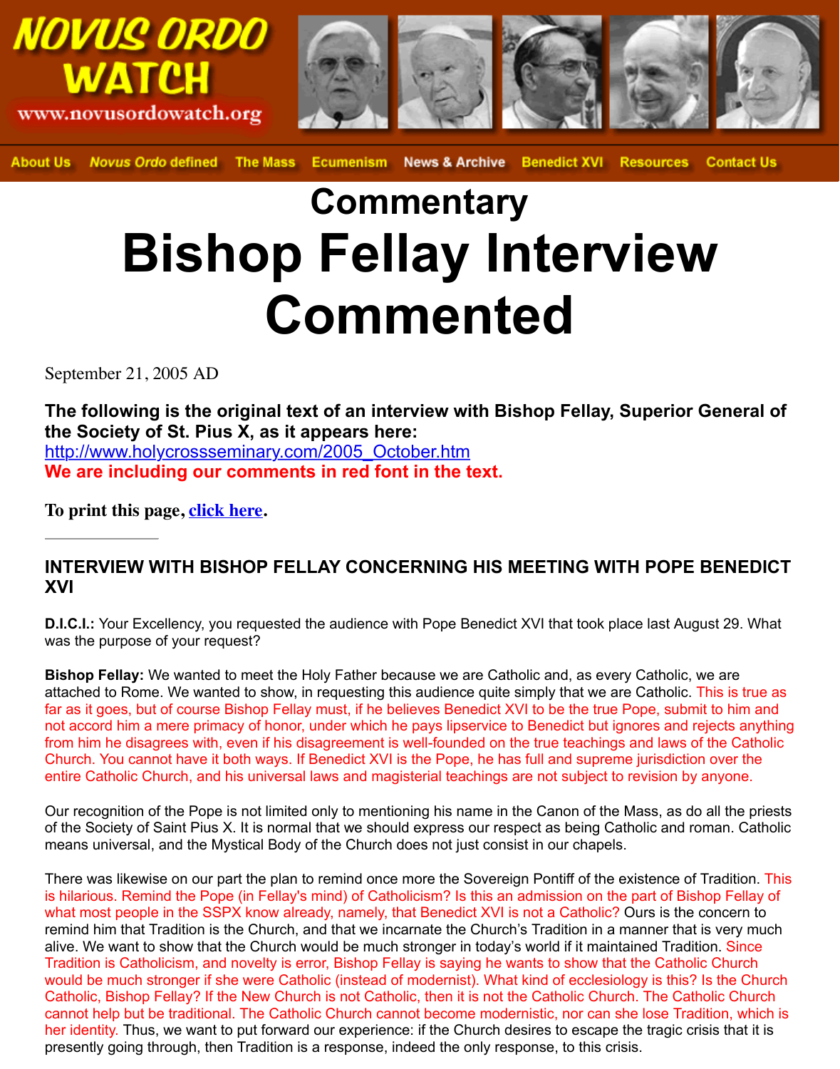# NOVUS ORDO WATCH

www.novusordowatch.org

About Us | *Novus Ordo* defined | The Mass | Ecumenism | News & Archive | Benedict XVI | Resources | Contact Us

## Commentary

# Bishop Fellay Interview Commented

September 21, 2005 AD

**The following is the original text of an interview with Bishop Fellay, Superior General of the Society of St. Pius X, as it appears here:**
http://www.holycrossseminary.com/2005_October.htm
**We are including our comments in red font in the text.**

**To print this page, click here.**

---

### INTERVIEW WITH BISHOP FELLAY CONCERNING HIS MEETING WITH POPE BENEDICT XVI

**D.I.C.I.:** Your Excellency, you requested the audience with Pope Benedict XVI that took place last August 29. What was the purpose of your request?

**Bishop Fellay:** We wanted to meet the Holy Father because we are Catholic and, as every Catholic, we are attached to Rome. We wanted to show, in requesting this audience quite simply that we are Catholic. This is true as far as it goes, but of course Bishop Fellay must, if he believes Benedict XVI to be the true Pope, submit to him and not accord him a mere primacy of honor, under which he pays lipservice to Benedict but ignores and rejects anything from him he disagrees with, even if his disagreement is well-founded on the true teachings and laws of the Catholic Church. You cannot have it both ways. If Benedict XVI is the Pope, he has full and supreme jurisdiction over the entire Catholic Church, and his universal laws and magisterial teachings are not subject to revision by anyone.

Our recognition of the Pope is not limited only to mentioning his name in the Canon of the Mass, as do all the priests of the Society of Saint Pius X. It is normal that we should express our respect as being Catholic and roman. Catholic means universal, and the Mystical Body of the Church does not just consist in our chapels.

There was likewise on our part the plan to remind once more the Sovereign Pontiff of the existence of Tradition. This is hilarious. Remind the Pope (in Fellay's mind) of Catholicism? Is this an admission on the part of Bishop Fellay of what most people in the SSPX know already, namely, that Benedict XVI is not a Catholic? Ours is the concern to remind him that Tradition is the Church, and that we incarnate the Church's Tradition in a manner that is very much alive. We want to show that the Church would be much stronger in today's world if it maintained Tradition. Since Tradition is Catholicism, and novelty is error, Bishop Fellay is saying he wants to show that the Catholic Church would be much stronger if she were Catholic (instead of modernist). What kind of ecclesiology is this? Is the Church Catholic, Bishop Fellay? If the New Church is not Catholic, then it is not the Catholic Church. The Catholic Church cannot help but be traditional. The Catholic Church cannot become modernistic, nor can she lose Tradition, which is her identity. Thus, we want to put forward our experience: if the Church desires to escape the tragic crisis that it is presently going through, then Tradition is a response, indeed the only response, to this crisis.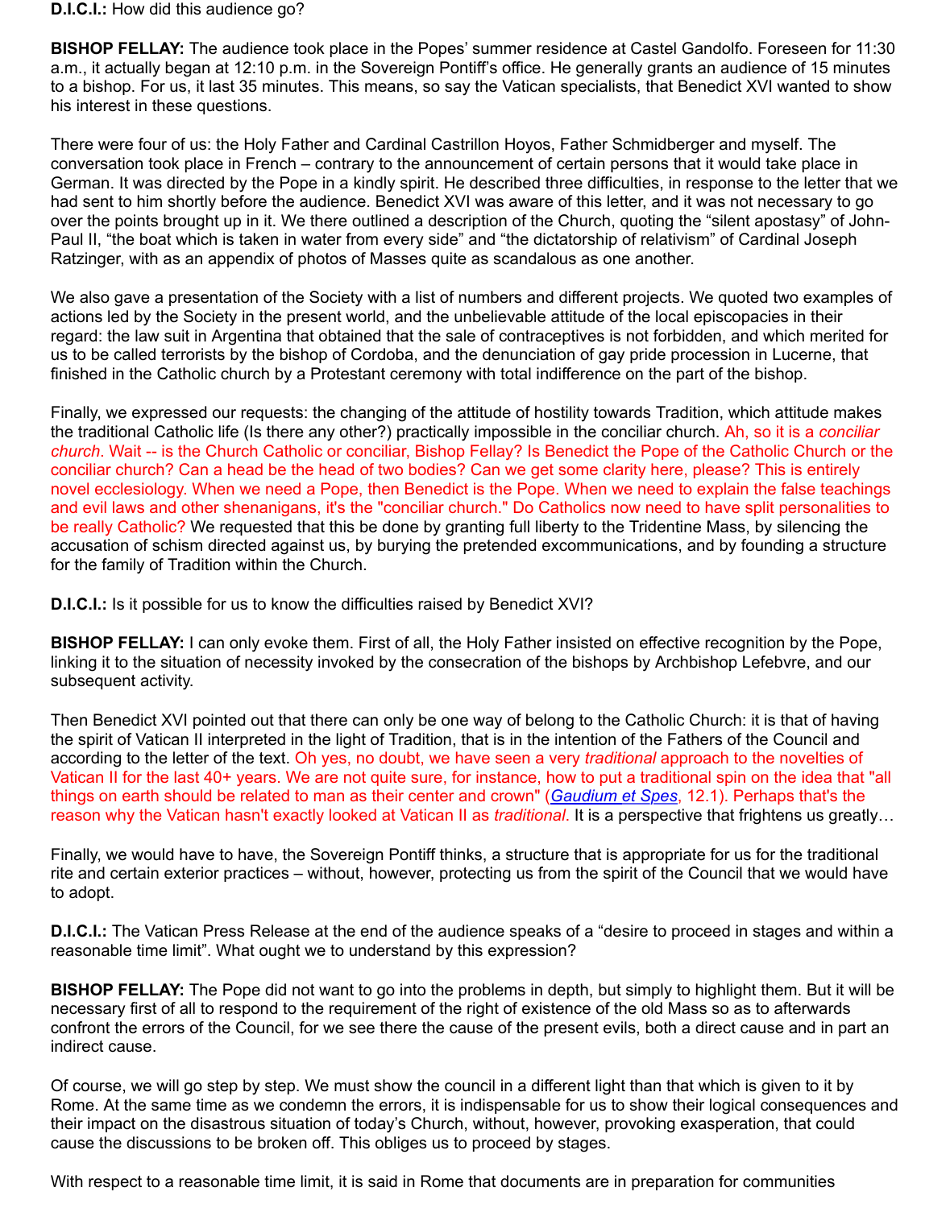**D.I.C.I.:** How did this audience go?

**BISHOP FELLAY:** The audience took place in the Popes' summer residence at Castel Gandolfo. Foreseen for 11:30 a.m., it actually began at 12:10 p.m. in the Sovereign Pontiff's office. He generally grants an audience of 15 minutes to a bishop. For us, it last 35 minutes. This means, so say the Vatican specialists, that Benedict XVI wanted to show his interest in these questions.

There were four of us: the Holy Father and Cardinal Castrillon Hoyos, Father Schmidberger and myself. The conversation took place in French – contrary to the announcement of certain persons that it would take place in German. It was directed by the Pope in a kindly spirit. He described three difficulties, in response to the letter that we had sent to him shortly before the audience. Benedict XVI was aware of this letter, and it was not necessary to go over the points brought up in it. We there outlined a description of the Church, quoting the "silent apostasy" of John-Paul II, "the boat which is taken in water from every side" and "the dictatorship of relativism" of Cardinal Joseph Ratzinger, with as an appendix of photos of Masses quite as scandalous as one another.

We also gave a presentation of the Society with a list of numbers and different projects. We quoted two examples of actions led by the Society in the present world, and the unbelievable attitude of the local episcopacies in their regard: the law suit in Argentina that obtained that the sale of contraceptives is not forbidden, and which merited for us to be called terrorists by the bishop of Cordoba, and the denunciation of gay pride procession in Lucerne, that finished in the Catholic church by a Protestant ceremony with total indifference on the part of the bishop.

Finally, we expressed our requests: the changing of the attitude of hostility towards Tradition, which attitude makes the traditional Catholic life (Is there any other?) practically impossible in the conciliar church. Ah, so it is a *conciliar church*. Wait -- is the Church Catholic or conciliar, Bishop Fellay? Is Benedict the Pope of the Catholic Church or the conciliar church? Can a head be the head of two bodies? Can we get some clarity here, please? This is entirely novel ecclesiology. When we need a Pope, then Benedict is the Pope. When we need to explain the false teachings and evil laws and other shenanigans, it's the "conciliar church." Do Catholics now need to have split personalities to be really Catholic? We requested that this be done by granting full liberty to the Tridentine Mass, by silencing the accusation of schism directed against us, by burying the pretended excommunications, and by founding a structure for the family of Tradition within the Church.

**D.I.C.I.:** Is it possible for us to know the difficulties raised by Benedict XVI?

**BISHOP FELLAY:** I can only evoke them. First of all, the Holy Father insisted on effective recognition by the Pope, linking it to the situation of necessity invoked by the consecration of the bishops by Archbishop Lefebvre, and our subsequent activity.

Then Benedict XVI pointed out that there can only be one way of belong to the Catholic Church: it is that of having the spirit of Vatican II interpreted in the light of Tradition, that is in the intention of the Fathers of the Council and according to the letter of the text. Oh yes, no doubt, we have seen a very *traditional* approach to the novelties of Vatican II for the last 40+ years. We are not quite sure, for instance, how to put a traditional spin on the idea that "all things on earth should be related to man as their center and crown" (*Gaudium et Spes*, 12.1). Perhaps that's the reason why the Vatican hasn't exactly looked at Vatican II as *traditional*. It is a perspective that frightens us greatly…

Finally, we would have to have, the Sovereign Pontiff thinks, a structure that is appropriate for us for the traditional rite and certain exterior practices – without, however, protecting us from the spirit of the Council that we would have to adopt.

**D.I.C.I.:** The Vatican Press Release at the end of the audience speaks of a "desire to proceed in stages and within a reasonable time limit". What ought we to understand by this expression?

**BISHOP FELLAY:** The Pope did not want to go into the problems in depth, but simply to highlight them. But it will be necessary first of all to respond to the requirement of the right of existence of the old Mass so as to afterwards confront the errors of the Council, for we see there the cause of the present evils, both a direct cause and in part an indirect cause.

Of course, we will go step by step. We must show the council in a different light than that which is given to it by Rome. At the same time as we condemn the errors, it is indispensable for us to show their logical consequences and their impact on the disastrous situation of today's Church, without, however, provoking exasperation, that could cause the discussions to be broken off. This obliges us to proceed by stages.

With respect to a reasonable time limit, it is said in Rome that documents are in preparation for communities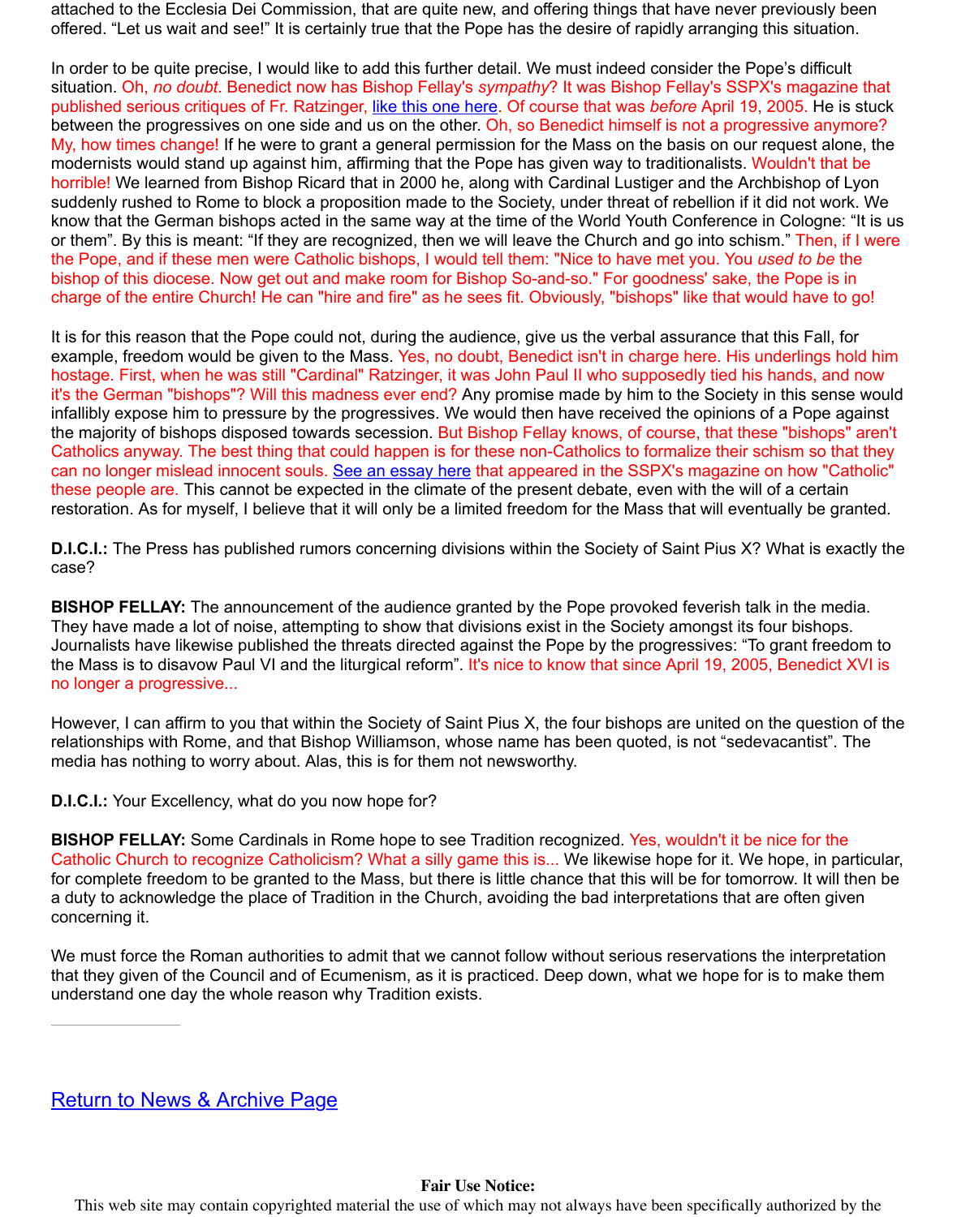attached to the Ecclesia Dei Commission, that are quite new, and offering things that have never previously been offered. "Let us wait and see!" It is certainly true that the Pope has the desire of rapidly arranging this situation.

In order to be quite precise, I would like to add this further detail. We must indeed consider the Pope's difficult situation. Oh, *no doubt*. Benedict now has Bishop Fellay's *sympathy*? It was Bishop Fellay's SSPX's magazine that published serious critiques of Fr. Ratzinger, like this one here. Of course that was *before* April 19, 2005. He is stuck between the progressives on one side and us on the other. Oh, so Benedict himself is not a progressive anymore? My, how times change! If he were to grant a general permission for the Mass on the basis on our request alone, the modernists would stand up against him, affirming that the Pope has given way to traditionalists. Wouldn't that be horrible! We learned from Bishop Ricard that in 2000 he, along with Cardinal Lustiger and the Archbishop of Lyon suddenly rushed to Rome to block a proposition made to the Society, under threat of rebellion if it did not work. We know that the German bishops acted in the same way at the time of the World Youth Conference in Cologne: "It is us or them". By this is meant: "If they are recognized, then we will leave the Church and go into schism." Then, if I were the Pope, and if these men were Catholic bishops, I would tell them: "Nice to have met you. You *used to be* the bishop of this diocese. Now get out and make room for Bishop So-and-so." For goodness' sake, the Pope is in charge of the entire Church! He can "hire and fire" as he sees fit. Obviously, "bishops" like that would have to go!

It is for this reason that the Pope could not, during the audience, give us the verbal assurance that this Fall, for example, freedom would be given to the Mass. Yes, no doubt, Benedict isn't in charge here. His underlings hold him hostage. First, when he was still "Cardinal" Ratzinger, it was John Paul II who supposedly tied his hands, and now it's the German "bishops"? Will this madness ever end? Any promise made by him to the Society in this sense would infallibly expose him to pressure by the progressives. We would then have received the opinions of a Pope against the majority of bishops disposed towards secession. But Bishop Fellay knows, of course, that these "bishops" aren't Catholics anyway. The best thing that could happen is for these non-Catholics to formalize their schism so that they can no longer mislead innocent souls. See an essay here that appeared in the SSPX's magazine on how "Catholic" these people are. This cannot be expected in the climate of the present debate, even with the will of a certain restoration. As for myself, I believe that it will only be a limited freedom for the Mass that will eventually be granted.

**D.I.C.I.:** The Press has published rumors concerning divisions within the Society of Saint Pius X? What is exactly the case?

**BISHOP FELLAY:** The announcement of the audience granted by the Pope provoked feverish talk in the media. They have made a lot of noise, attempting to show that divisions exist in the Society amongst its four bishops. Journalists have likewise published the threats directed against the Pope by the progressives: "To grant freedom to the Mass is to disavow Paul VI and the liturgical reform". It's nice to know that since April 19, 2005, Benedict XVI is no longer a progressive...

However, I can affirm to you that within the Society of Saint Pius X, the four bishops are united on the question of the relationships with Rome, and that Bishop Williamson, whose name has been quoted, is not "sedevacantist". The media has nothing to worry about. Alas, this is for them not newsworthy.

**D.I.C.I.:** Your Excellency, what do you now hope for?

**BISHOP FELLAY:** Some Cardinals in Rome hope to see Tradition recognized. Yes, wouldn't it be nice for the Catholic Church to recognize Catholicism? What a silly game this is... We likewise hope for it. We hope, in particular, for complete freedom to be granted to the Mass, but there is little chance that this will be for tomorrow. It will then be a duty to acknowledge the place of Tradition in the Church, avoiding the bad interpretations that are often given concerning it.

We must force the Roman authorities to admit that we cannot follow without serious reservations the interpretation that they given of the Council and of Ecumenism, as it is practiced. Deep down, what we hope for is to make them understand one day the whole reason why Tradition exists.

---

Return to News & Archive Page

**Fair Use Notice:**

This web site may contain copyrighted material the use of which may not always have been specifically authorized by the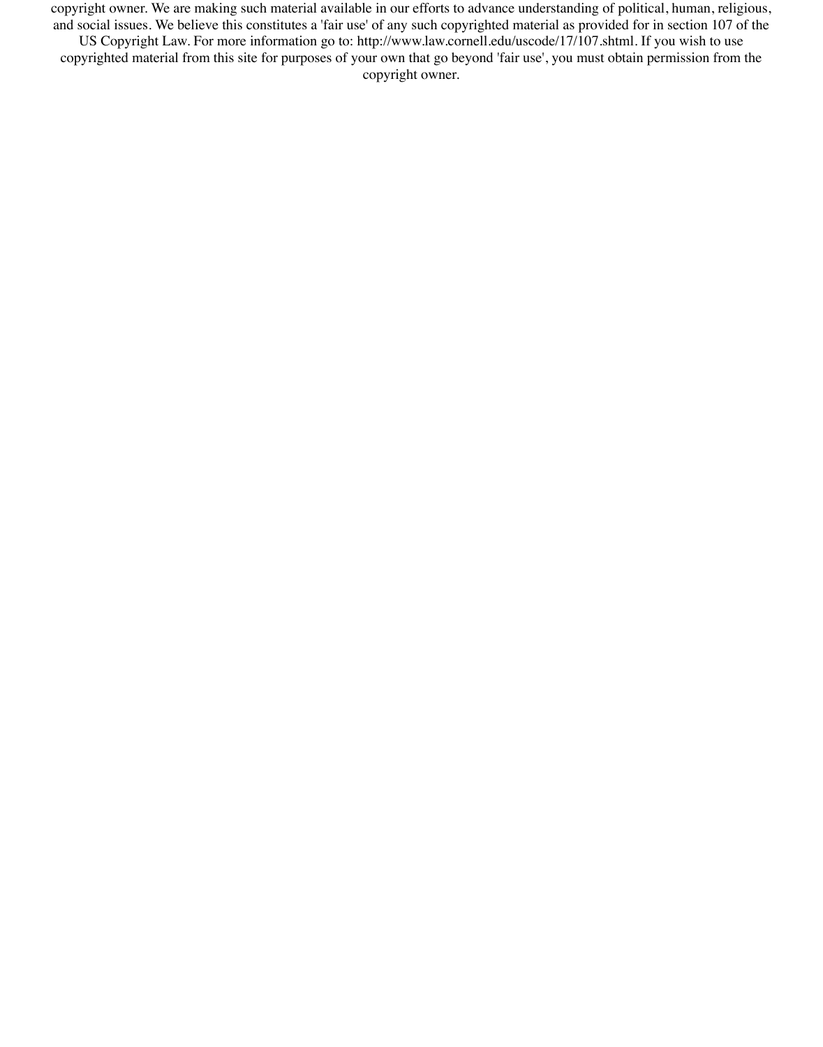copyright owner. We are making such material available in our efforts to advance understanding of political, human, religious, and social issues. We believe this constitutes a 'fair use' of any such copyrighted material as provided for in section 107 of the US Copyright Law. For more information go to: http://www.law.cornell.edu/uscode/17/107.shtml. If you wish to use copyrighted material from this site for purposes of your own that go beyond 'fair use', you must obtain permission from the copyright owner.